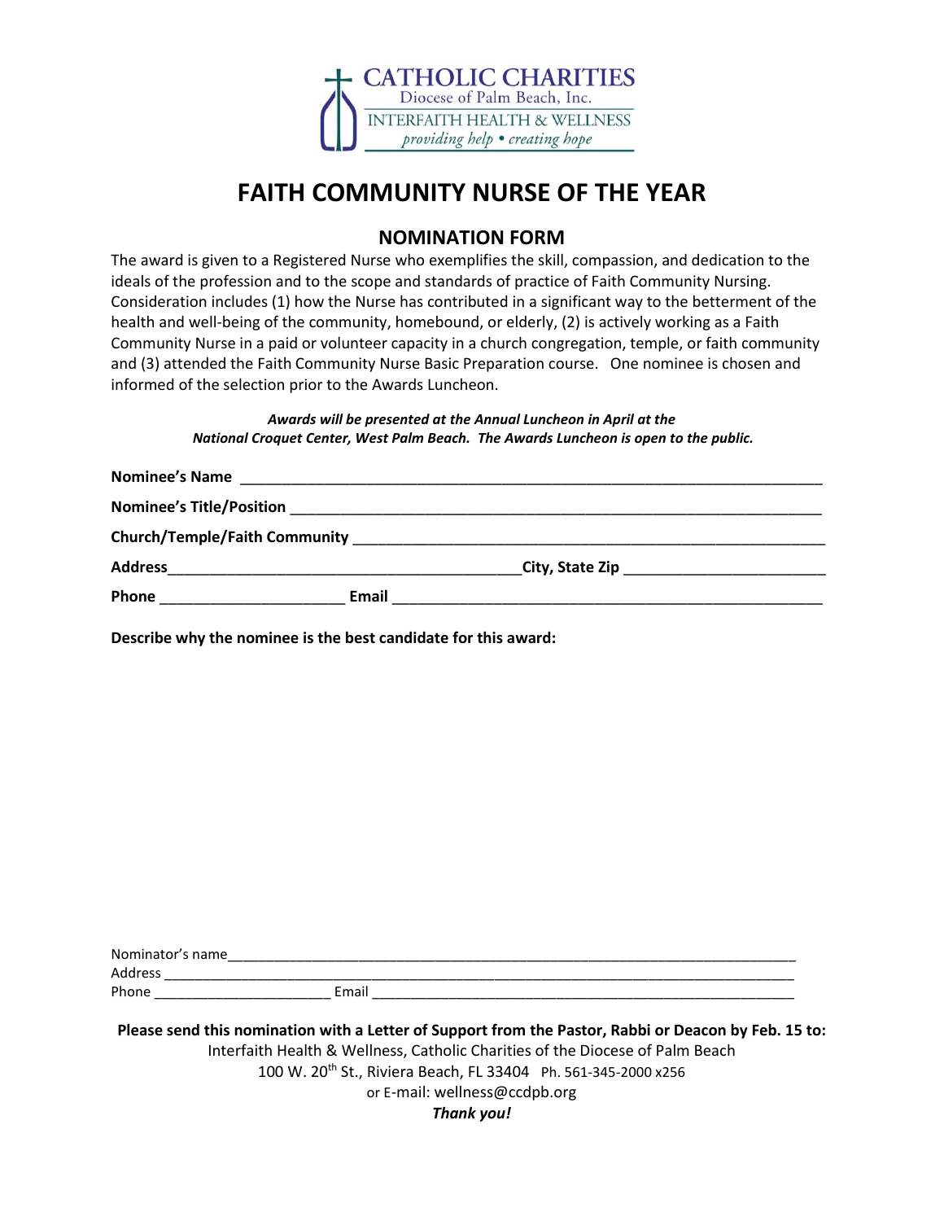CATHOLIC CHARITIES
Diocese of Palm Beach, Inc.
INTERFAITH HEALTH & WELLNESS
*providing help • creating hope*

# FAITH COMMUNITY NURSE OF THE YEAR

## NOMINATION FORM

The award is given to a Registered Nurse who exemplifies the skill, compassion, and dedication to the ideals of the profession and to the scope and standards of practice of Faith Community Nursing. Consideration includes (1) how the Nurse has contributed in a significant way to the betterment of the health and well-being of the community, homebound, or elderly, (2) is actively working as a Faith Community Nurse in a paid or volunteer capacity in a church congregation, temple, or faith community and (3) attended the Faith Community Nurse Basic Preparation course. One nominee is chosen and informed of the selection prior to the Awards Luncheon.

***Awards will be presented at the Annual Luncheon in April at the National Croquet Center, West Palm Beach. The Awards Luncheon is open to the public.***

**Nominee's Name** ______________________________________________

**Nominee's Title/Position** ______________________________________________

**Church/Temple/Faith Community** ______________________________________________

**Address**______________________________ **City, State Zip** ____________________

**Phone** ____________________ **Email** ______________________________________

**Describe why the nominee is the best candidate for this award:**

Nominator's name______________________________________________

Address ______________________________________________

Phone ____________________ Email ______________________________________

**Please send this nomination with a Letter of Support from the Pastor, Rabbi or Deacon by Feb. 15 to:**
Interfaith Health & Wellness, Catholic Charities of the Diocese of Palm Beach
100 W. 20th St., Riviera Beach, FL 33404 Ph. 561-345-2000 x256
or E-mail: wellness@ccdpb.org
***Thank you!***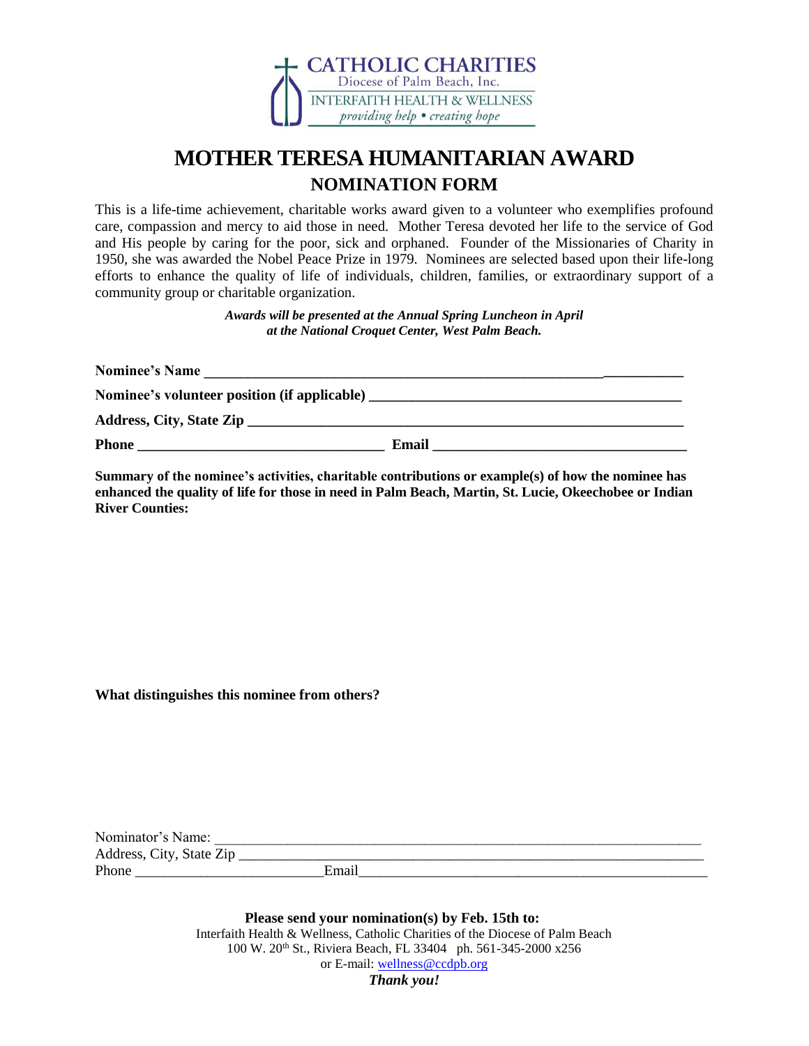CATHOLIC CHARITIES
Diocese of Palm Beach, Inc.
INTERFAITH HEALTH & WELLNESS
*providing help • creating hope*

# MOTHER TERESA HUMANITARIAN AWARD

## NOMINATION FORM

This is a life-time achievement, charitable works award given to a volunteer who exemplifies profound care, compassion and mercy to aid those in need. Mother Teresa devoted her life to the service of God and His people by caring for the poor, sick and orphaned. Founder of the Missionaries of Charity in 1950, she was awarded the Nobel Peace Prize in 1979. Nominees are selected based upon their life-long efforts to enhance the quality of life of individuals, children, families, or extraordinary support of a community group or charitable organization.

***Awards will be presented at the Annual Spring Luncheon in April at the National Croquet Center, West Palm Beach.***

**Nominee's Name** ___________________________________________________________________

**Nominee's volunteer position (if applicable)** ____________________________________________

**Address, City, State Zip** ____________________________________________________________

**Phone** __________________________________ **Email** __________________________________

**Summary of the nominee's activities, charitable contributions or example(s) of how the nominee has enhanced the quality of life for those in need in Palm Beach, Martin, St. Lucie, Okeechobee or Indian River Counties:**

**What distinguishes this nominee from others?**

Nominator's Name: ____________________________________________________________________

Address, City, State Zip _________________________________________________________________

Phone _________________________ Email_______________________________________________

**Please send your nomination(s) by Feb. 15th to:**

Interfaith Health & Wellness, Catholic Charities of the Diocese of Palm Beach

100 W. 20th St., Riviera Beach, FL 33404 ph. 561-345-2000 x256

or E-mail: wellness@ccdpb.org

***Thank you!***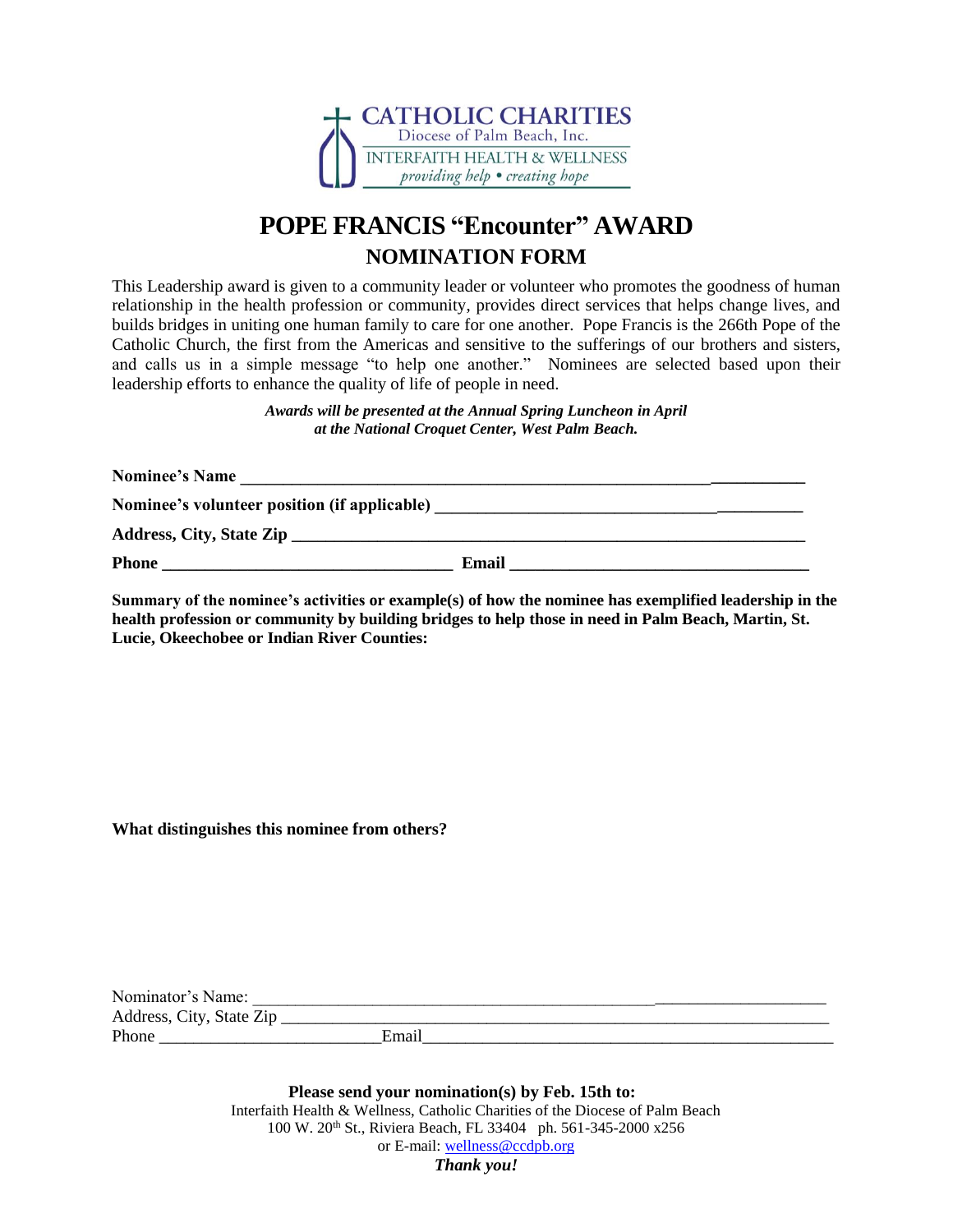CATHOLIC CHARITIES
Diocese of Palm Beach, Inc.
INTERFAITH HEALTH & WELLNESS
*providing help • creating hope*

# POPE FRANCIS "Encounter" AWARD

## NOMINATION FORM

This Leadership award is given to a community leader or volunteer who promotes the goodness of human relationship in the health profession or community, provides direct services that helps change lives, and builds bridges in uniting one human family to care for one another. Pope Francis is the 266th Pope of the Catholic Church, the first from the Americas and sensitive to the sufferings of our brothers and sisters, and calls us in a simple message "to help one another." Nominees are selected based upon their leadership efforts to enhance the quality of life of people in need.

***Awards will be presented at the Annual Spring Luncheon in April at the National Croquet Center, West Palm Beach.***

**Nominee's Name** ______________________________________________________________

**Nominee's volunteer position (if applicable)** ____________________________________________

**Address, City, State Zip** _________________________________________________________

**Phone** _________________________________ **Email** __________________________________

**Summary of the nominee's activities or example(s) of how the nominee has exemplified leadership in the health profession or community by building bridges to help those in need in Palm Beach, Martin, St. Lucie, Okeechobee or Indian River Counties:**

**What distinguishes this nominee from others?**

Nominator's Name: ______________________________________________________________________

Address, City, State Zip ______________________________________________________________

Phone _________________________ Email_______________________________________________

**Please send your nomination(s) by Feb. 15th to:**
Interfaith Health & Wellness, Catholic Charities of the Diocese of Palm Beach
100 W. 20th St., Riviera Beach, FL 33404 ph. 561-345-2000 x256
or E-mail: wellness@ccdpb.org
***Thank you!***